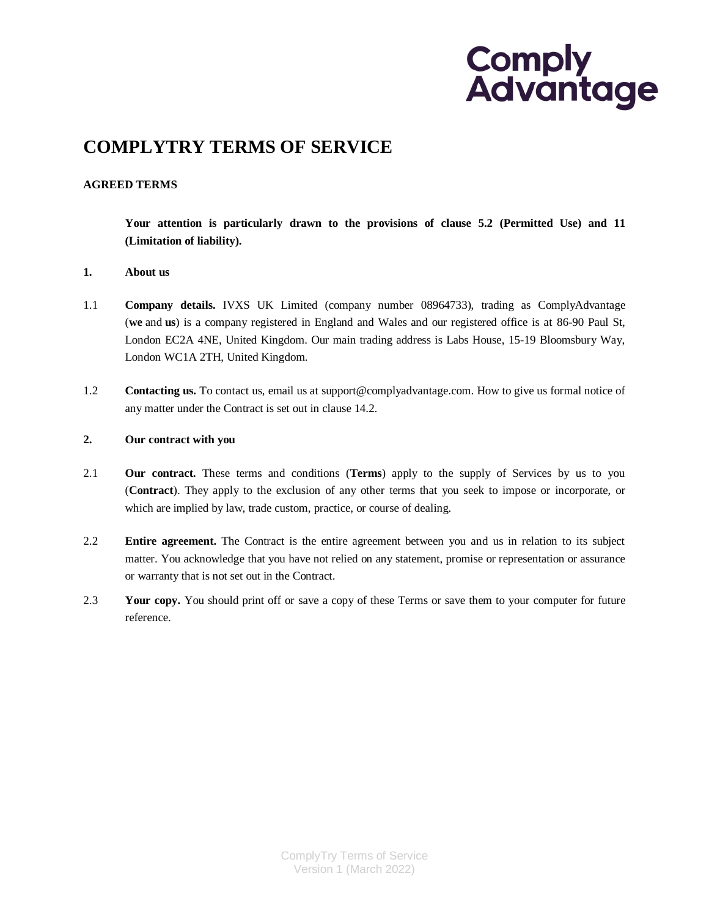# COMPLYTRY TERMS OF SERVICE

**AGREED TERMS**

**Your attention is particularly drawn to the provisions of clause 5.2 (Permitted Use) and 11 (Limitation of liability).**

**1. About us**

1.1 **Company details.** IVXS UK Limited (company number 08964733), trading as ComplyAdvantage (**we** and **us**) is a company registered in England and Wales and our registered office is at 86-90 Paul St, London EC2A 4NE, United Kingdom. Our main trading address is Labs House, 15-19 Bloomsbury Way, London WC1A 2TH, United Kingdom.

1.2 **Contacting us.** To contact us, email us at support@complyadvantage.com. How to give us formal notice of any matter under the Contract is set out in clause 14.2.

**2. Our contract with you**

2.1 **Our contract.** These terms and conditions (**Terms**) apply to the supply of Services by us to you (**Contract**). They apply to the exclusion of any other terms that you seek to impose or incorporate, or which are implied by law, trade custom, practice, or course of dealing.

2.2 **Entire agreement.** The Contract is the entire agreement between you and us in relation to its subject matter. You acknowledge that you have not relied on any statement, promise or representation or assurance or warranty that is not set out in the Contract.

2.3 **Your copy.** You should print off or save a copy of these Terms or save them to your computer for future reference.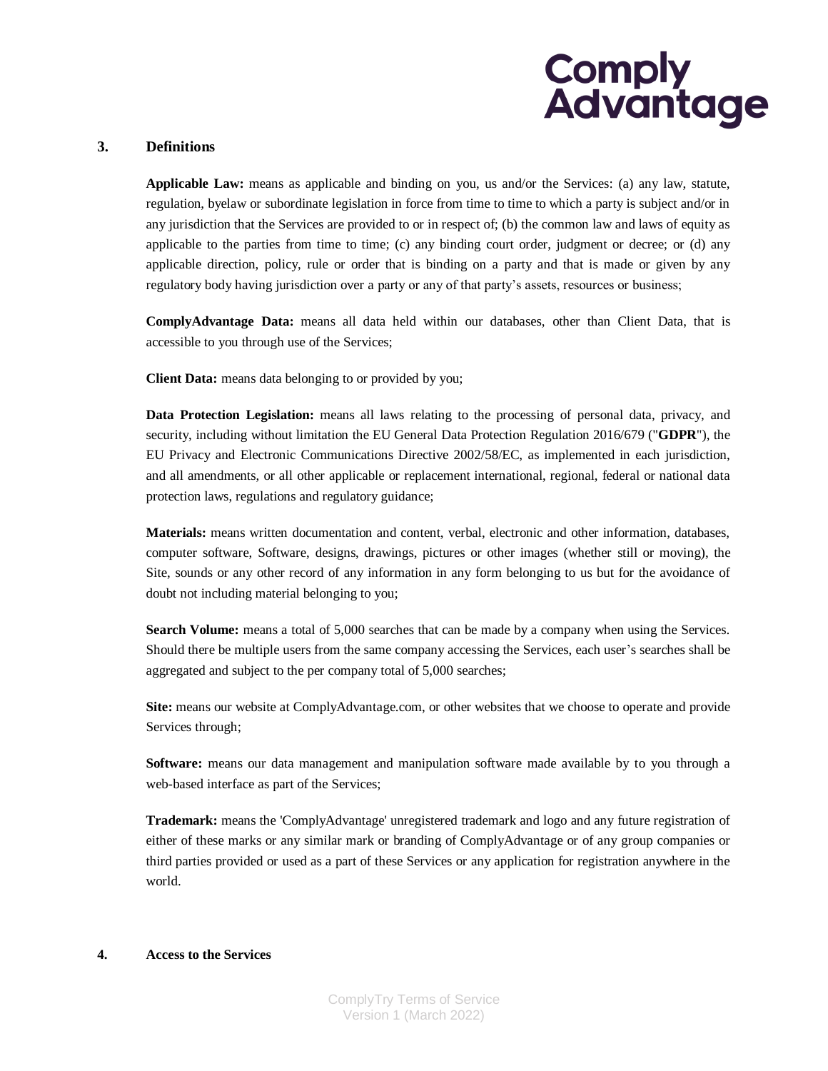## 3. Definitions

**Applicable Law:** means as applicable and binding on you, us and/or the Services: (a) any law, statute, regulation, byelaw or subordinate legislation in force from time to time to which a party is subject and/or in any jurisdiction that the Services are provided to or in respect of; (b) the common law and laws of equity as applicable to the parties from time to time; (c) any binding court order, judgment or decree; or (d) any applicable direction, policy, rule or order that is binding on a party and that is made or given by any regulatory body having jurisdiction over a party or any of that party's assets, resources or business;

**ComplyAdvantage Data:** means all data held within our databases, other than Client Data, that is accessible to you through use of the Services;

**Client Data:** means data belonging to or provided by you;

**Data Protection Legislation:** means all laws relating to the processing of personal data, privacy, and security, including without limitation the EU General Data Protection Regulation 2016/679 ("**GDPR**"), the EU Privacy and Electronic Communications Directive 2002/58/EC, as implemented in each jurisdiction, and all amendments, or all other applicable or replacement international, regional, federal or national data protection laws, regulations and regulatory guidance;

**Materials:** means written documentation and content, verbal, electronic and other information, databases, computer software, Software, designs, drawings, pictures or other images (whether still or moving), the Site, sounds or any other record of any information in any form belonging to us but for the avoidance of doubt not including material belonging to you;

**Search Volume:** means a total of 5,000 searches that can be made by a company when using the Services. Should there be multiple users from the same company accessing the Services, each user's searches shall be aggregated and subject to the per company total of 5,000 searches;

**Site:** means our website at ComplyAdvantage.com, or other websites that we choose to operate and provide Services through;

**Software:** means our data management and manipulation software made available by to you through a web-based interface as part of the Services;

**Trademark:** means the 'ComplyAdvantage' unregistered trademark and logo and any future registration of either of these marks or any similar mark or branding of ComplyAdvantage or of any group companies or third parties provided or used as a part of these Services or any application for registration anywhere in the world.

## 4. Access to the Services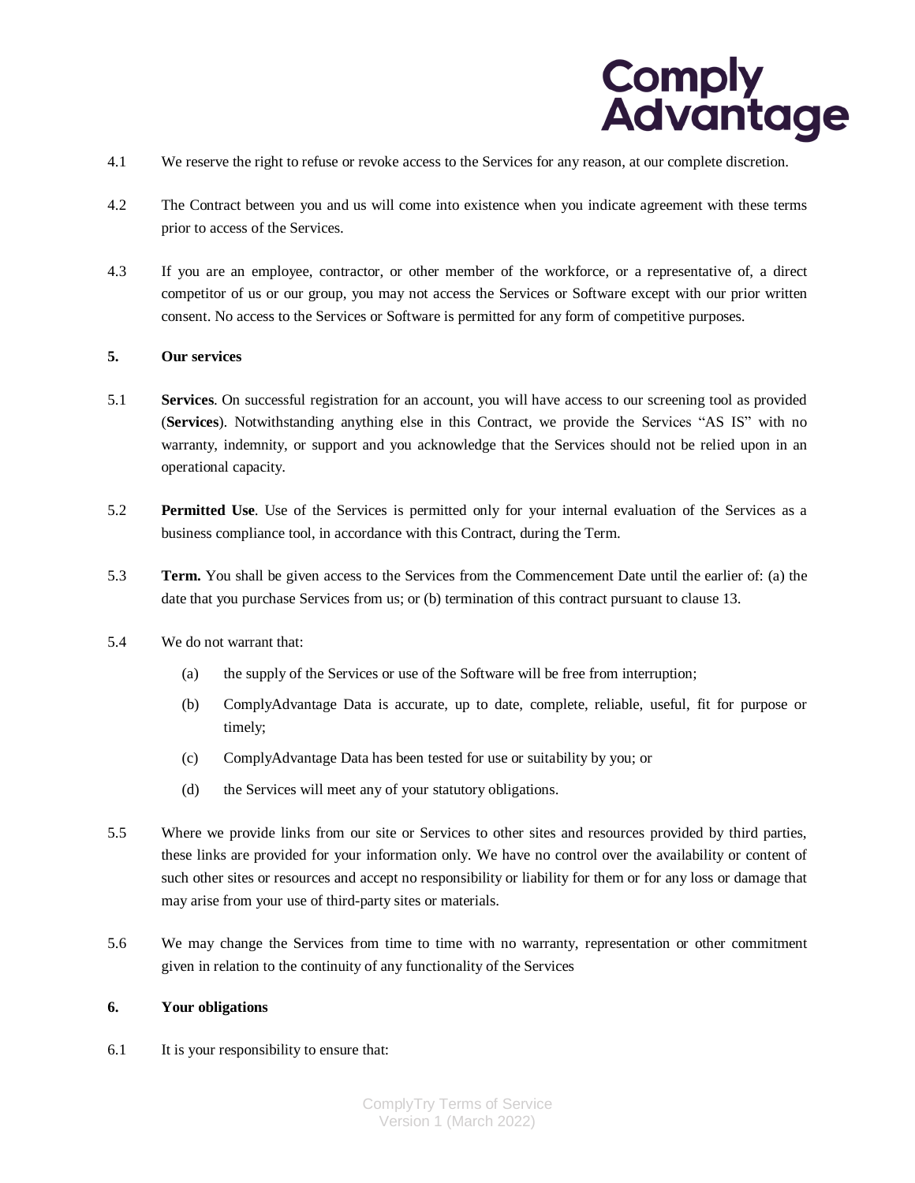4.1 We reserve the right to refuse or revoke access to the Services for any reason, at our complete discretion.

4.2 The Contract between you and us will come into existence when you indicate agreement with these terms prior to access of the Services.

4.3 If you are an employee, contractor, or other member of the workforce, or a representative of, a direct competitor of us or our group, you may not access the Services or Software except with our prior written consent. No access to the Services or Software is permitted for any form of competitive purposes.

## 5. Our services

5.1 **Services**. On successful registration for an account, you will have access to our screening tool as provided (**Services**). Notwithstanding anything else in this Contract, we provide the Services "AS IS" with no warranty, indemnity, or support and you acknowledge that the Services should not be relied upon in an operational capacity.

5.2 **Permitted Use**. Use of the Services is permitted only for your internal evaluation of the Services as a business compliance tool, in accordance with this Contract, during the Term.

5.3 **Term.** You shall be given access to the Services from the Commencement Date until the earlier of: (a) the date that you purchase Services from us; or (b) termination of this contract pursuant to clause 13.

5.4 We do not warrant that:

(a) the supply of the Services or use of the Software will be free from interruption;

(b) ComplyAdvantage Data is accurate, up to date, complete, reliable, useful, fit for purpose or timely;

(c) ComplyAdvantage Data has been tested for use or suitability by you; or

(d) the Services will meet any of your statutory obligations.

5.5 Where we provide links from our site or Services to other sites and resources provided by third parties, these links are provided for your information only. We have no control over the availability or content of such other sites or resources and accept no responsibility or liability for them or for any loss or damage that may arise from your use of third-party sites or materials.

5.6 We may change the Services from time to time with no warranty, representation or other commitment given in relation to the continuity of any functionality of the Services

## 6. Your obligations

6.1 It is your responsibility to ensure that: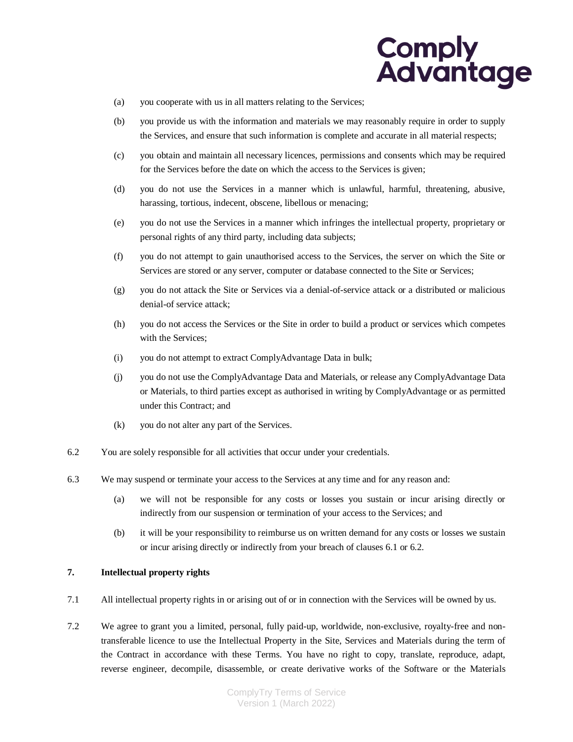(a) you cooperate with us in all matters relating to the Services;

(b) you provide us with the information and materials we may reasonably require in order to supply the Services, and ensure that such information is complete and accurate in all material respects;

(c) you obtain and maintain all necessary licences, permissions and consents which may be required for the Services before the date on which the access to the Services is given;

(d) you do not use the Services in a manner which is unlawful, harmful, threatening, abusive, harassing, tortious, indecent, obscene, libellous or menacing;

(e) you do not use the Services in a manner which infringes the intellectual property, proprietary or personal rights of any third party, including data subjects;

(f) you do not attempt to gain unauthorised access to the Services, the server on which the Site or Services are stored or any server, computer or database connected to the Site or Services;

(g) you do not attack the Site or Services via a denial-of-service attack or a distributed or malicious denial-of service attack;

(h) you do not access the Services or the Site in order to build a product or services which competes with the Services;

(i) you do not attempt to extract ComplyAdvantage Data in bulk;

(j) you do not use the ComplyAdvantage Data and Materials, or release any ComplyAdvantage Data or Materials, to third parties except as authorised in writing by ComplyAdvantage or as permitted under this Contract; and

(k) you do not alter any part of the Services.

6.2 You are solely responsible for all activities that occur under your credentials.

6.3 We may suspend or terminate your access to the Services at any time and for any reason and:

(a) we will not be responsible for any costs or losses you sustain or incur arising directly or indirectly from our suspension or termination of your access to the Services; and

(b) it will be your responsibility to reimburse us on written demand for any costs or losses we sustain or incur arising directly or indirectly from your breach of clauses 6.1 or 6.2.

**7. Intellectual property rights**

7.1 All intellectual property rights in or arising out of or in connection with the Services will be owned by us.

7.2 We agree to grant you a limited, personal, fully paid-up, worldwide, non-exclusive, royalty-free and non-transferable licence to use the Intellectual Property in the Site, Services and Materials during the term of the Contract in accordance with these Terms. You have no right to copy, translate, reproduce, adapt, reverse engineer, decompile, disassemble, or create derivative works of the Software or the Materials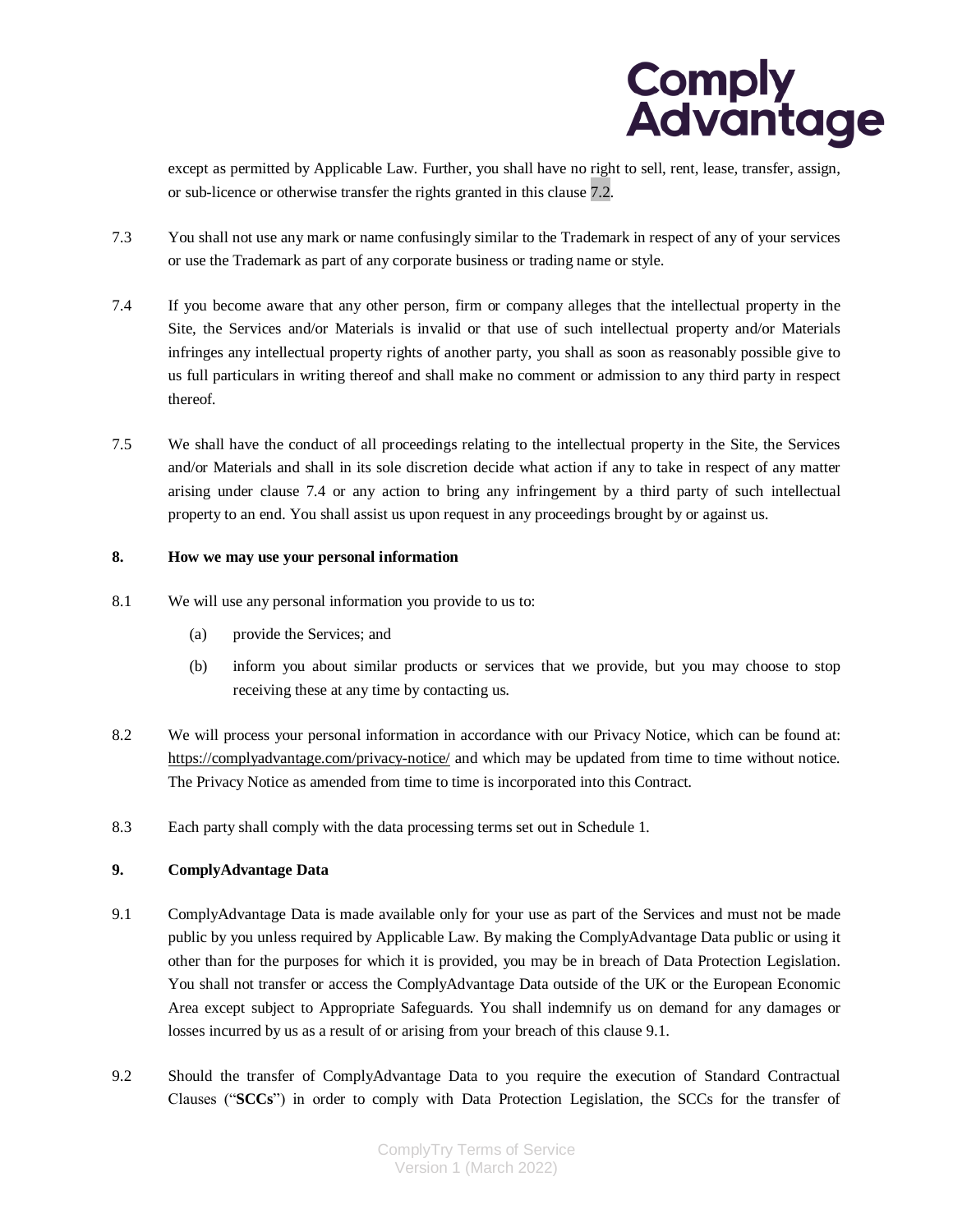except as permitted by Applicable Law. Further, you shall have no right to sell, rent, lease, transfer, assign, or sub-licence or otherwise transfer the rights granted in this clause 7.2.

7.3 You shall not use any mark or name confusingly similar to the Trademark in respect of any of your services or use the Trademark as part of any corporate business or trading name or style.

7.4 If you become aware that any other person, firm or company alleges that the intellectual property in the Site, the Services and/or Materials is invalid or that use of such intellectual property and/or Materials infringes any intellectual property rights of another party, you shall as soon as reasonably possible give to us full particulars in writing thereof and shall make no comment or admission to any third party in respect thereof.

7.5 We shall have the conduct of all proceedings relating to the intellectual property in the Site, the Services and/or Materials and shall in its sole discretion decide what action if any to take in respect of any matter arising under clause 7.4 or any action to bring any infringement by a third party of such intellectual property to an end. You shall assist us upon request in any proceedings brought by or against us.

**8. How we may use your personal information**

8.1 We will use any personal information you provide to us to:

(a) provide the Services; and

(b) inform you about similar products or services that we provide, but you may choose to stop receiving these at any time by contacting us.

8.2 We will process your personal information in accordance with our Privacy Notice, which can be found at: https://complyadvantage.com/privacy-notice/ and which may be updated from time to time without notice. The Privacy Notice as amended from time to time is incorporated into this Contract.

8.3 Each party shall comply with the data processing terms set out in Schedule 1.

**9. ComplyAdvantage Data**

9.1 ComplyAdvantage Data is made available only for your use as part of the Services and must not be made public by you unless required by Applicable Law. By making the ComplyAdvantage Data public or using it other than for the purposes for which it is provided, you may be in breach of Data Protection Legislation. You shall not transfer or access the ComplyAdvantage Data outside of the UK or the European Economic Area except subject to Appropriate Safeguards. You shall indemnify us on demand for any damages or losses incurred by us as a result of or arising from your breach of this clause 9.1.

9.2 Should the transfer of ComplyAdvantage Data to you require the execution of Standard Contractual Clauses ("**SCCs**") in order to comply with Data Protection Legislation, the SCCs for the transfer of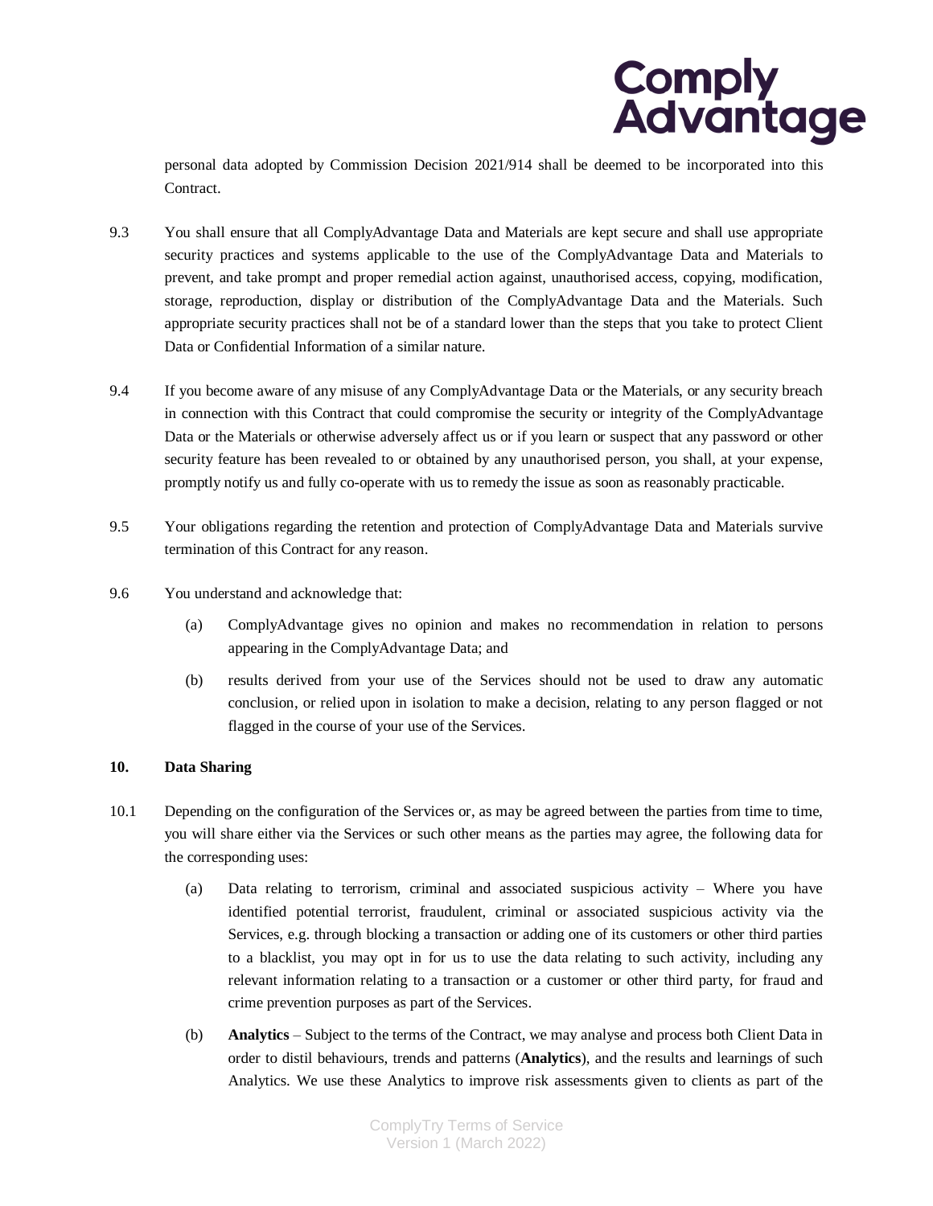personal data adopted by Commission Decision 2021/914 shall be deemed to be incorporated into this Contract.

9.3 You shall ensure that all ComplyAdvantage Data and Materials are kept secure and shall use appropriate security practices and systems applicable to the use of the ComplyAdvantage Data and Materials to prevent, and take prompt and proper remedial action against, unauthorised access, copying, modification, storage, reproduction, display or distribution of the ComplyAdvantage Data and the Materials. Such appropriate security practices shall not be of a standard lower than the steps that you take to protect Client Data or Confidential Information of a similar nature.

9.4 If you become aware of any misuse of any ComplyAdvantage Data or the Materials, or any security breach in connection with this Contract that could compromise the security or integrity of the ComplyAdvantage Data or the Materials or otherwise adversely affect us or if you learn or suspect that any password or other security feature has been revealed to or obtained by any unauthorised person, you shall, at your expense, promptly notify us and fully co-operate with us to remedy the issue as soon as reasonably practicable.

9.5 Your obligations regarding the retention and protection of ComplyAdvantage Data and Materials survive termination of this Contract for any reason.

9.6 You understand and acknowledge that:

(a) ComplyAdvantage gives no opinion and makes no recommendation in relation to persons appearing in the ComplyAdvantage Data; and

(b) results derived from your use of the Services should not be used to draw any automatic conclusion, or relied upon in isolation to make a decision, relating to any person flagged or not flagged in the course of your use of the Services.

**10. Data Sharing**

10.1 Depending on the configuration of the Services or, as may be agreed between the parties from time to time, you will share either via the Services or such other means as the parties may agree, the following data for the corresponding uses:

(a) Data relating to terrorism, criminal and associated suspicious activity – Where you have identified potential terrorist, fraudulent, criminal or associated suspicious activity via the Services, e.g. through blocking a transaction or adding one of its customers or other third parties to a blacklist, you may opt in for us to use the data relating to such activity, including any relevant information relating to a transaction or a customer or other third party, for fraud and crime prevention purposes as part of the Services.

(b) **Analytics** – Subject to the terms of the Contract, we may analyse and process both Client Data in order to distil behaviours, trends and patterns (**Analytics**), and the results and learnings of such Analytics. We use these Analytics to improve risk assessments given to clients as part of the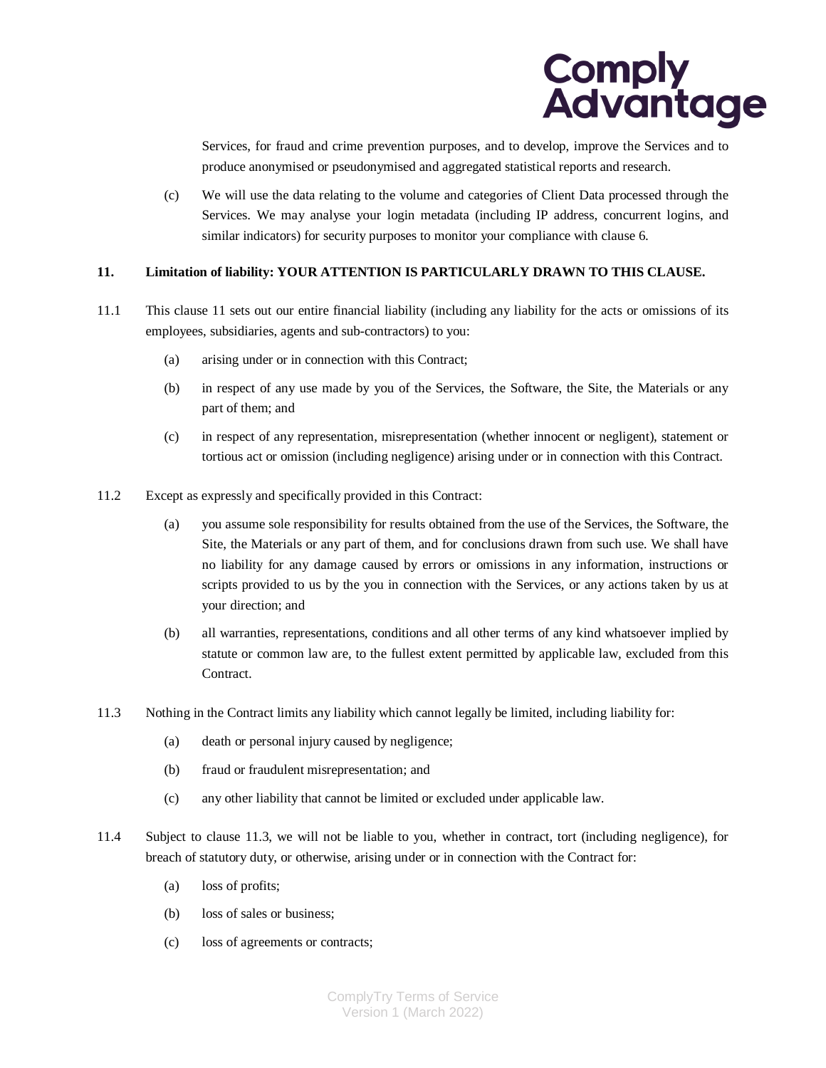Services, for fraud and crime prevention purposes, and to develop, improve the Services and to produce anonymised or pseudonymised and aggregated statistical reports and research.

(c) We will use the data relating to the volume and categories of Client Data processed through the Services. We may analyse your login metadata (including IP address, concurrent logins, and similar indicators) for security purposes to monitor your compliance with clause 6.

**11. Limitation of liability: YOUR ATTENTION IS PARTICULARLY DRAWN TO THIS CLAUSE.**

11.1 This clause 11 sets out our entire financial liability (including any liability for the acts or omissions of its employees, subsidiaries, agents and sub-contractors) to you:

(a) arising under or in connection with this Contract;

(b) in respect of any use made by you of the Services, the Software, the Site, the Materials or any part of them; and

(c) in respect of any representation, misrepresentation (whether innocent or negligent), statement or tortious act or omission (including negligence) arising under or in connection with this Contract.

11.2 Except as expressly and specifically provided in this Contract:

(a) you assume sole responsibility for results obtained from the use of the Services, the Software, the Site, the Materials or any part of them, and for conclusions drawn from such use. We shall have no liability for any damage caused by errors or omissions in any information, instructions or scripts provided to us by the you in connection with the Services, or any actions taken by us at your direction; and

(b) all warranties, representations, conditions and all other terms of any kind whatsoever implied by statute or common law are, to the fullest extent permitted by applicable law, excluded from this Contract.

11.3 Nothing in the Contract limits any liability which cannot legally be limited, including liability for:

(a) death or personal injury caused by negligence;

(b) fraud or fraudulent misrepresentation; and

(c) any other liability that cannot be limited or excluded under applicable law.

11.4 Subject to clause 11.3, we will not be liable to you, whether in contract, tort (including negligence), for breach of statutory duty, or otherwise, arising under or in connection with the Contract for:

(a) loss of profits;

(b) loss of sales or business;

(c) loss of agreements or contracts;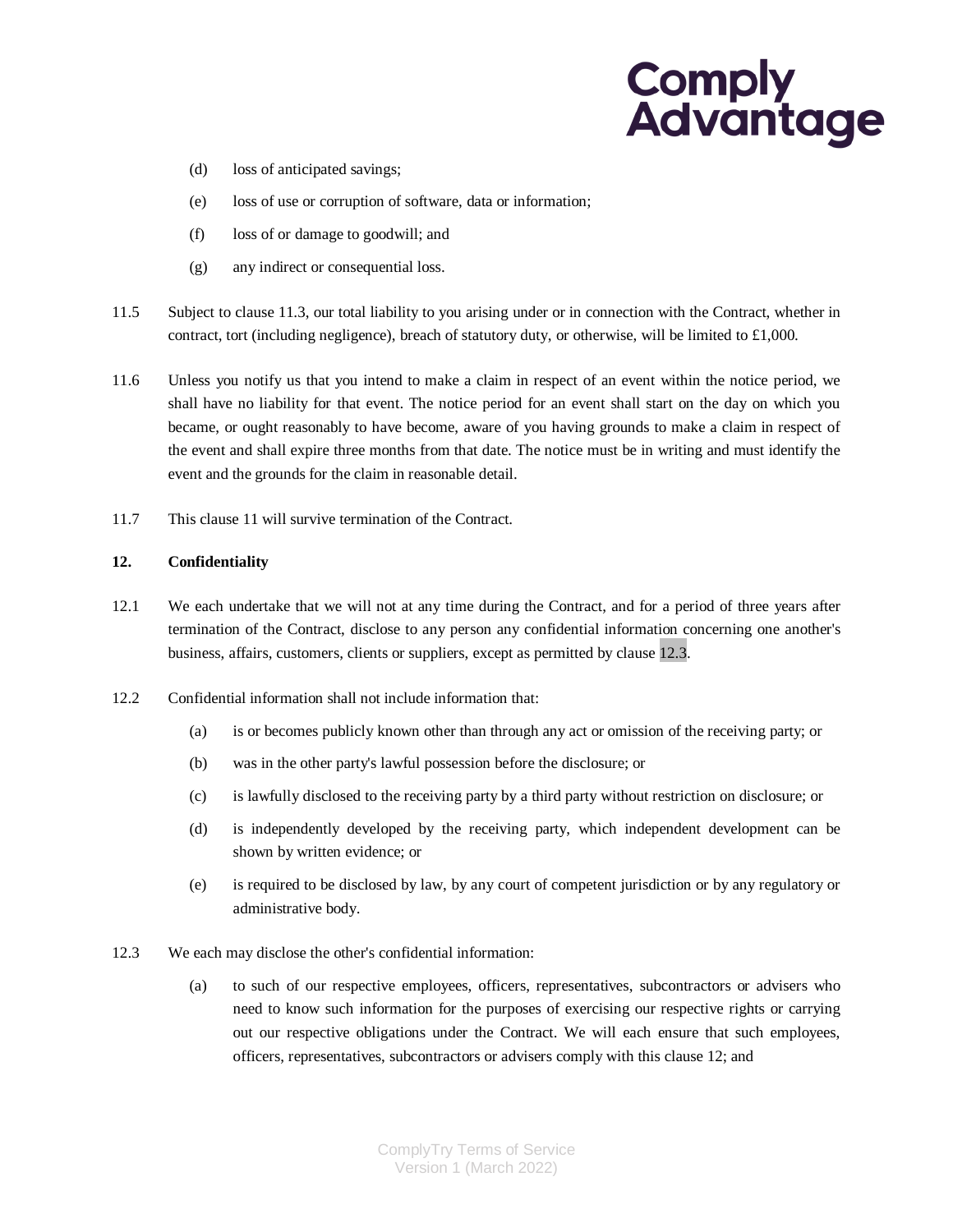(d) loss of anticipated savings;

(e) loss of use or corruption of software, data or information;

(f) loss of or damage to goodwill; and

(g) any indirect or consequential loss.

11.5 Subject to clause 11.3, our total liability to you arising under or in connection with the Contract, whether in contract, tort (including negligence), breach of statutory duty, or otherwise, will be limited to £1,000.

11.6 Unless you notify us that you intend to make a claim in respect of an event within the notice period, we shall have no liability for that event. The notice period for an event shall start on the day on which you became, or ought reasonably to have become, aware of you having grounds to make a claim in respect of the event and shall expire three months from that date. The notice must be in writing and must identify the event and the grounds for the claim in reasonable detail.

11.7 This clause 11 will survive termination of the Contract.

**12. Confidentiality**

12.1 We each undertake that we will not at any time during the Contract, and for a period of three years after termination of the Contract, disclose to any person any confidential information concerning one another's business, affairs, customers, clients or suppliers, except as permitted by clause 12.3.

12.2 Confidential information shall not include information that:

(a) is or becomes publicly known other than through any act or omission of the receiving party; or

(b) was in the other party's lawful possession before the disclosure; or

(c) is lawfully disclosed to the receiving party by a third party without restriction on disclosure; or

(d) is independently developed by the receiving party, which independent development can be shown by written evidence; or

(e) is required to be disclosed by law, by any court of competent jurisdiction or by any regulatory or administrative body.

12.3 We each may disclose the other's confidential information:

(a) to such of our respective employees, officers, representatives, subcontractors or advisers who need to know such information for the purposes of exercising our respective rights or carrying out our respective obligations under the Contract. We will each ensure that such employees, officers, representatives, subcontractors or advisers comply with this clause 12; and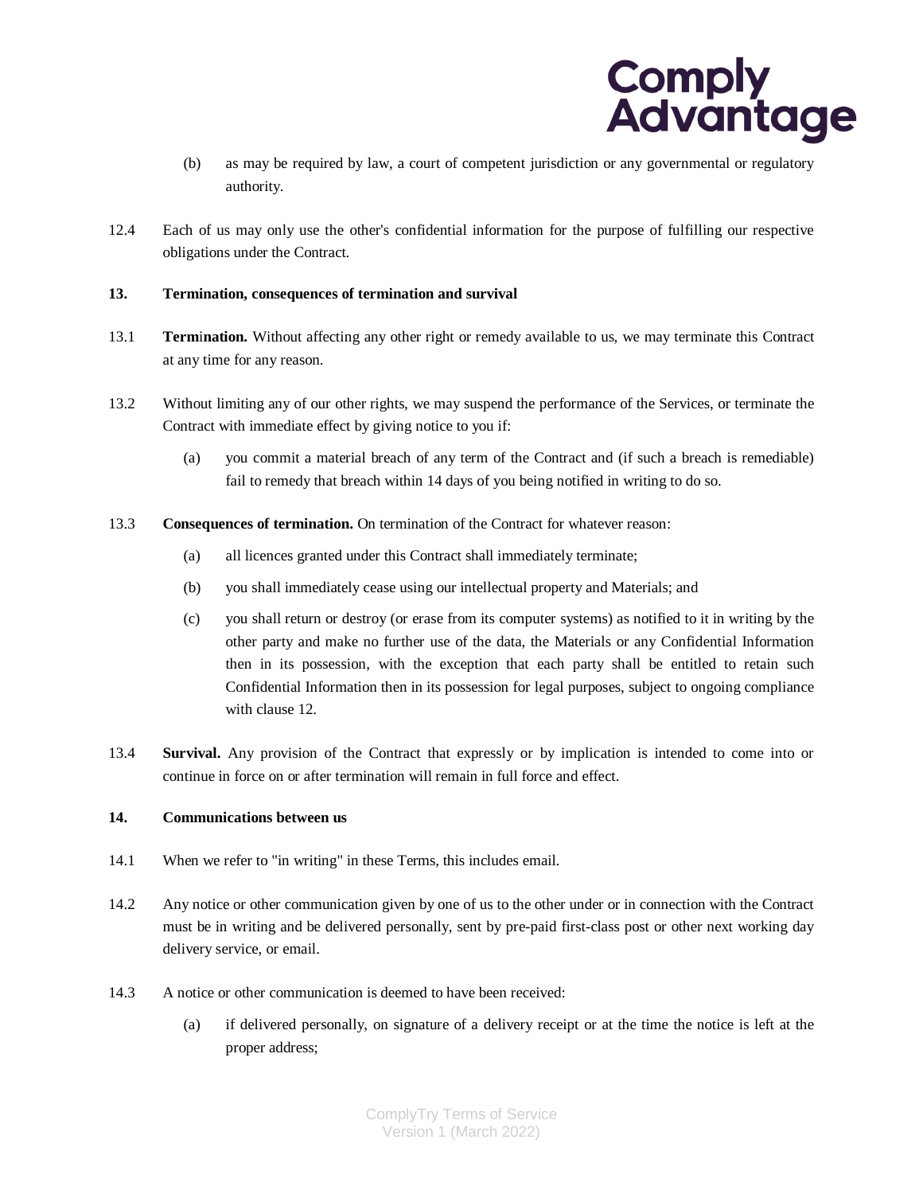(b) as may be required by law, a court of competent jurisdiction or any governmental or regulatory authority.

12.4 Each of us may only use the other's confidential information for the purpose of fulfilling our respective obligations under the Contract.

**13. Termination, consequences of termination and survival**

13.1 **Termination.** Without affecting any other right or remedy available to us, we may terminate this Contract at any time for any reason.

13.2 Without limiting any of our other rights, we may suspend the performance of the Services, or terminate the Contract with immediate effect by giving notice to you if:

(a) you commit a material breach of any term of the Contract and (if such a breach is remediable) fail to remedy that breach within 14 days of you being notified in writing to do so.

13.3 **Consequences of termination.** On termination of the Contract for whatever reason:

(a) all licences granted under this Contract shall immediately terminate;

(b) you shall immediately cease using our intellectual property and Materials; and

(c) you shall return or destroy (or erase from its computer systems) as notified to it in writing by the other party and make no further use of the data, the Materials or any Confidential Information then in its possession, with the exception that each party shall be entitled to retain such Confidential Information then in its possession for legal purposes, subject to ongoing compliance with clause 12.

13.4 **Survival.** Any provision of the Contract that expressly or by implication is intended to come into or continue in force on or after termination will remain in full force and effect.

**14. Communications between us**

14.1 When we refer to "in writing" in these Terms, this includes email.

14.2 Any notice or other communication given by one of us to the other under or in connection with the Contract must be in writing and be delivered personally, sent by pre-paid first-class post or other next working day delivery service, or email.

14.3 A notice or other communication is deemed to have been received:

(a) if delivered personally, on signature of a delivery receipt or at the time the notice is left at the proper address;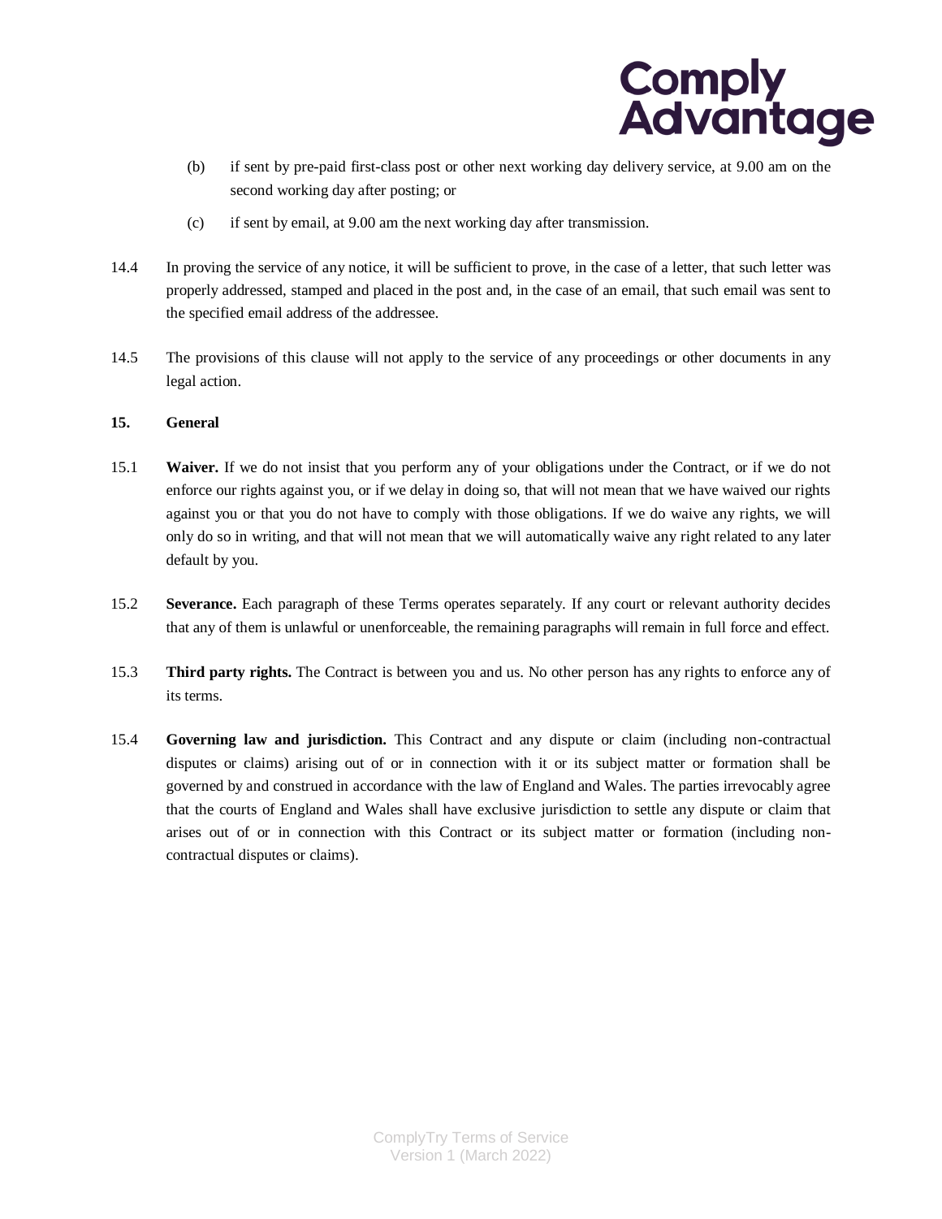(b) if sent by pre-paid first-class post or other next working day delivery service, at 9.00 am on the second working day after posting; or

(c) if sent by email, at 9.00 am the next working day after transmission.

14.4 In proving the service of any notice, it will be sufficient to prove, in the case of a letter, that such letter was properly addressed, stamped and placed in the post and, in the case of an email, that such email was sent to the specified email address of the addressee.

14.5 The provisions of this clause will not apply to the service of any proceedings or other documents in any legal action.

**15. General**

15.1 **Waiver.** If we do not insist that you perform any of your obligations under the Contract, or if we do not enforce our rights against you, or if we delay in doing so, that will not mean that we have waived our rights against you or that you do not have to comply with those obligations. If we do waive any rights, we will only do so in writing, and that will not mean that we will automatically waive any right related to any later default by you.

15.2 **Severance.** Each paragraph of these Terms operates separately. If any court or relevant authority decides that any of them is unlawful or unenforceable, the remaining paragraphs will remain in full force and effect.

15.3 **Third party rights.** The Contract is between you and us. No other person has any rights to enforce any of its terms.

15.4 **Governing law and jurisdiction.** This Contract and any dispute or claim (including non-contractual disputes or claims) arising out of or in connection with it or its subject matter or formation shall be governed by and construed in accordance with the law of England and Wales. The parties irrevocably agree that the courts of England and Wales shall have exclusive jurisdiction to settle any dispute or claim that arises out of or in connection with this Contract or its subject matter or formation (including non-contractual disputes or claims).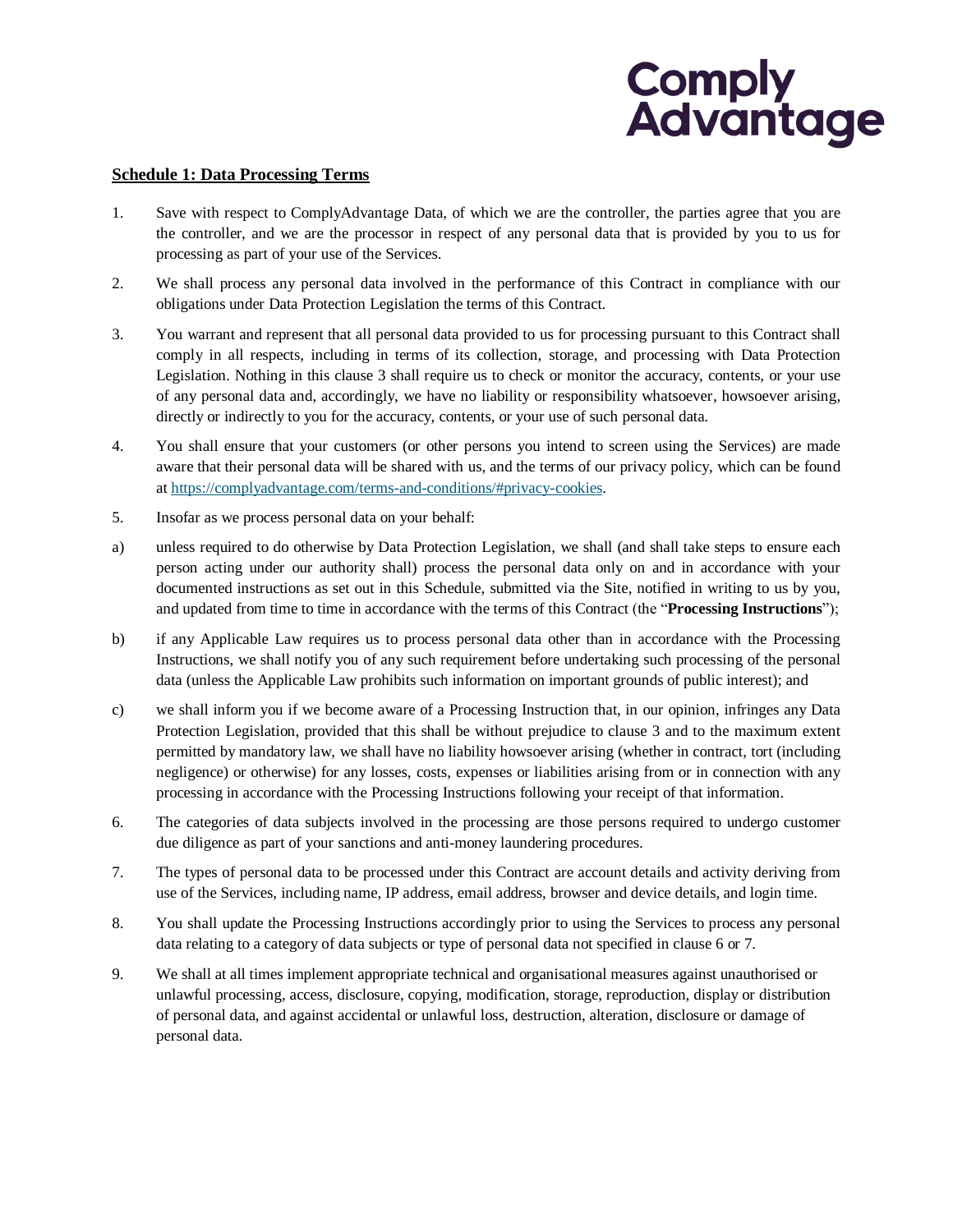**Schedule 1: Data Processing Terms**

1. Save with respect to ComplyAdvantage Data, of which we are the controller, the parties agree that you are the controller, and we are the processor in respect of any personal data that is provided by you to us for processing as part of your use of the Services.

2. We shall process any personal data involved in the performance of this Contract in compliance with our obligations under Data Protection Legislation the terms of this Contract.

3. You warrant and represent that all personal data provided to us for processing pursuant to this Contract shall comply in all respects, including in terms of its collection, storage, and processing with Data Protection Legislation. Nothing in this clause 3 shall require us to check or monitor the accuracy, contents, or your use of any personal data and, accordingly, we have no liability or responsibility whatsoever, howsoever arising, directly or indirectly to you for the accuracy, contents, or your use of such personal data.

4. You shall ensure that your customers (or other persons you intend to screen using the Services) are made aware that their personal data will be shared with us, and the terms of our privacy policy, which can be found at [https://complyadvantage.com/terms-and-conditions/#privacy-cookies](https://complyadvantage.com/terms-and-conditions/#privacy-cookies).

5. Insofar as we process personal data on your behalf:

a) unless required to do otherwise by Data Protection Legislation, we shall (and shall take steps to ensure each person acting under our authority shall) process the personal data only on and in accordance with your documented instructions as set out in this Schedule, submitted via the Site, notified in writing to us by you, and updated from time to time in accordance with the terms of this Contract (the "**Processing Instructions**");

b) if any Applicable Law requires us to process personal data other than in accordance with the Processing Instructions, we shall notify you of any such requirement before undertaking such processing of the personal data (unless the Applicable Law prohibits such information on important grounds of public interest); and

c) we shall inform you if we become aware of a Processing Instruction that, in our opinion, infringes any Data Protection Legislation, provided that this shall be without prejudice to clause 3 and to the maximum extent permitted by mandatory law, we shall have no liability howsoever arising (whether in contract, tort (including negligence) or otherwise) for any losses, costs, expenses or liabilities arising from or in connection with any processing in accordance with the Processing Instructions following your receipt of that information.

6. The categories of data subjects involved in the processing are those persons required to undergo customer due diligence as part of your sanctions and anti-money laundering procedures.

7. The types of personal data to be processed under this Contract are account details and activity deriving from use of the Services, including name, IP address, email address, browser and device details, and login time.

8. You shall update the Processing Instructions accordingly prior to using the Services to process any personal data relating to a category of data subjects or type of personal data not specified in clause 6 or 7.

9. We shall at all times implement appropriate technical and organisational measures against unauthorised or unlawful processing, access, disclosure, copying, modification, storage, reproduction, display or distribution of personal data, and against accidental or unlawful loss, destruction, alteration, disclosure or damage of personal data.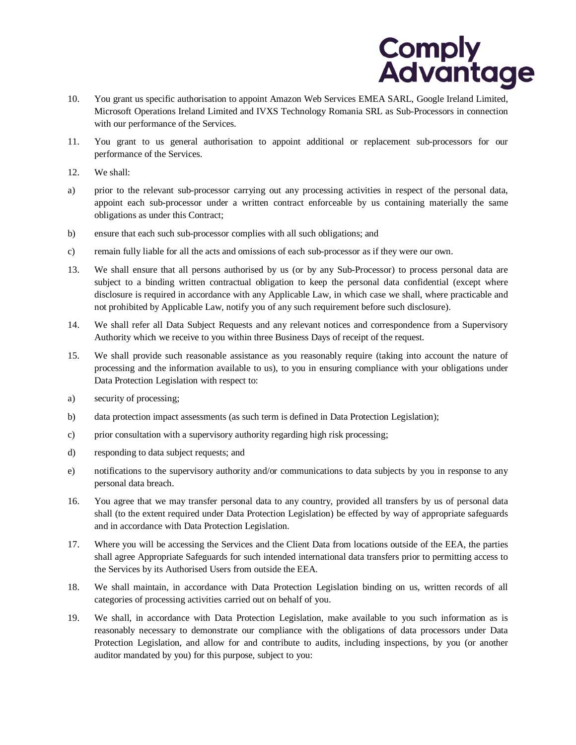10. You grant us specific authorisation to appoint Amazon Web Services EMEA SARL, Google Ireland Limited, Microsoft Operations Ireland Limited and IVXS Technology Romania SRL as Sub-Processors in connection with our performance of the Services.

11. You grant to us general authorisation to appoint additional or replacement sub-processors for our performance of the Services.

12. We shall:

a) prior to the relevant sub-processor carrying out any processing activities in respect of the personal data, appoint each sub-processor under a written contract enforceable by us containing materially the same obligations as under this Contract;

b) ensure that each such sub-processor complies with all such obligations; and

c) remain fully liable for all the acts and omissions of each sub-processor as if they were our own.

13. We shall ensure that all persons authorised by us (or by any Sub-Processor) to process personal data are subject to a binding written contractual obligation to keep the personal data confidential (except where disclosure is required in accordance with any Applicable Law, in which case we shall, where practicable and not prohibited by Applicable Law, notify you of any such requirement before such disclosure).

14. We shall refer all Data Subject Requests and any relevant notices and correspondence from a Supervisory Authority which we receive to you within three Business Days of receipt of the request.

15. We shall provide such reasonable assistance as you reasonably require (taking into account the nature of processing and the information available to us), to you in ensuring compliance with your obligations under Data Protection Legislation with respect to:

a) security of processing;

b) data protection impact assessments (as such term is defined in Data Protection Legislation);

c) prior consultation with a supervisory authority regarding high risk processing;

d) responding to data subject requests; and

e) notifications to the supervisory authority and/or communications to data subjects by you in response to any personal data breach.

16. You agree that we may transfer personal data to any country, provided all transfers by us of personal data shall (to the extent required under Data Protection Legislation) be effected by way of appropriate safeguards and in accordance with Data Protection Legislation.

17. Where you will be accessing the Services and the Client Data from locations outside of the EEA, the parties shall agree Appropriate Safeguards for such intended international data transfers prior to permitting access to the Services by its Authorised Users from outside the EEA.

18. We shall maintain, in accordance with Data Protection Legislation binding on us, written records of all categories of processing activities carried out on behalf of you.

19. We shall, in accordance with Data Protection Legislation, make available to you such information as is reasonably necessary to demonstrate our compliance with the obligations of data processors under Data Protection Legislation, and allow for and contribute to audits, including inspections, by you (or another auditor mandated by you) for this purpose, subject to you: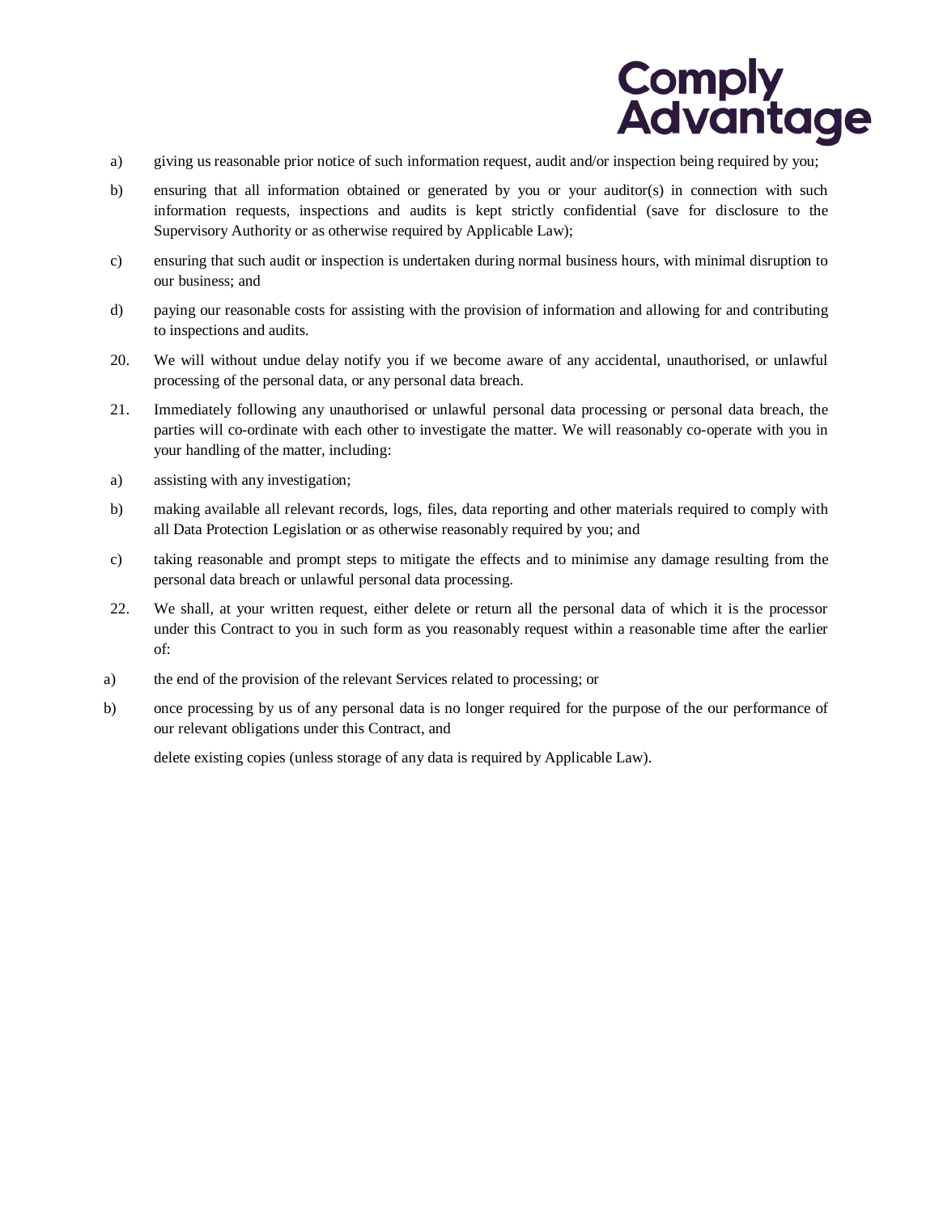a) giving us reasonable prior notice of such information request, audit and/or inspection being required by you;

b) ensuring that all information obtained or generated by you or your auditor(s) in connection with such information requests, inspections and audits is kept strictly confidential (save for disclosure to the Supervisory Authority or as otherwise required by Applicable Law);

c) ensuring that such audit or inspection is undertaken during normal business hours, with minimal disruption to our business; and

d) paying our reasonable costs for assisting with the provision of information and allowing for and contributing to inspections and audits.

20. We will without undue delay notify you if we become aware of any accidental, unauthorised, or unlawful processing of the personal data, or any personal data breach.

21. Immediately following any unauthorised or unlawful personal data processing or personal data breach, the parties will co-ordinate with each other to investigate the matter. We will reasonably co-operate with you in your handling of the matter, including:

a) assisting with any investigation;

b) making available all relevant records, logs, files, data reporting and other materials required to comply with all Data Protection Legislation or as otherwise reasonably required by you; and

c) taking reasonable and prompt steps to mitigate the effects and to minimise any damage resulting from the personal data breach or unlawful personal data processing.

22. We shall, at your written request, either delete or return all the personal data of which it is the processor under this Contract to you in such form as you reasonably request within a reasonable time after the earlier of:

a) the end of the provision of the relevant Services related to processing; or

b) once processing by us of any personal data is no longer required for the purpose of the our performance of our relevant obligations under this Contract, and

delete existing copies (unless storage of any data is required by Applicable Law).